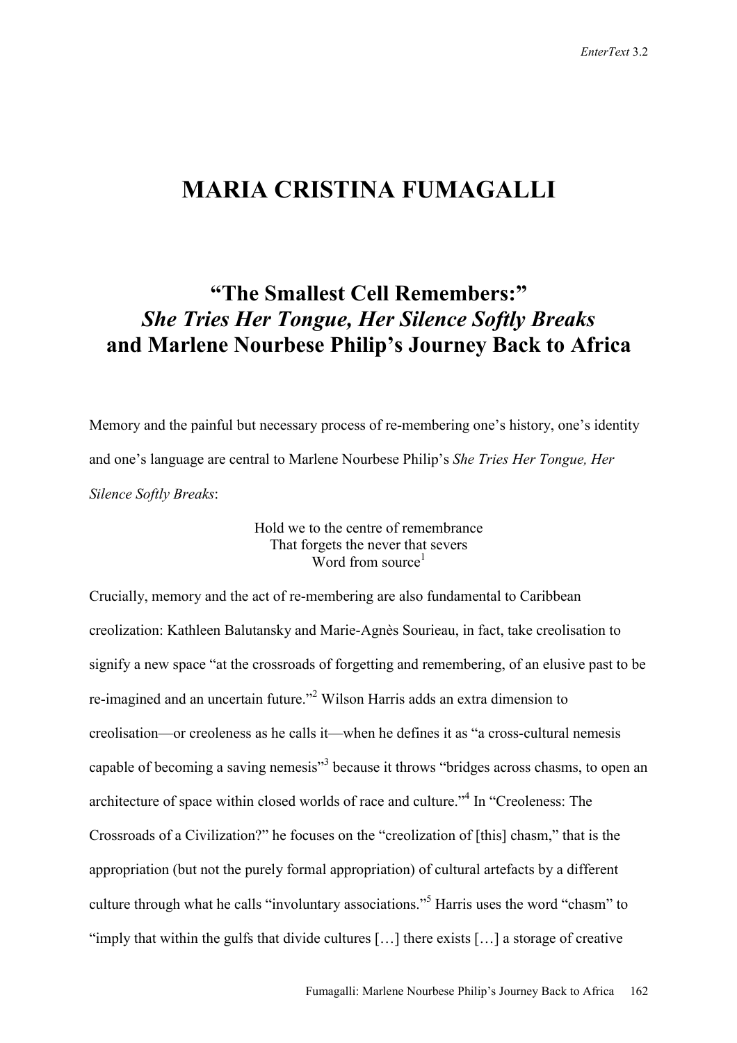# MARIA CRISTINA FUMAGALLI

## "The Smallest Cell Remembers:" *She Tries Her Tongue, Her Silence Softly Breaks* and Marlene Nourbese Philip's Journey Back to Africa

Memory and the painful but necessary process of re-membering one's history, one's identity and one's language are central to Marlene Nourbese Philip's *She Tries Her Tongue, Her Silence Softly Breaks*:

> Hold we to the centre of remembrance
> That forgets the never that severs
> Word from source[1]

Crucially, memory and the act of re-membering are also fundamental to Caribbean creolization: Kathleen Balutansky and Marie-Agnès Sourieau, in fact, take creolisation to signify a new space "at the crossroads of forgetting and remembering, of an elusive past to be re-imagined and an uncertain future."[2] Wilson Harris adds an extra dimension to creolisation—or creoleness as he calls it—when he defines it as "a cross-cultural nemesis capable of becoming a saving nemesis"[3] because it throws "bridges across chasms, to open an architecture of space within closed worlds of race and culture."[4] In "Creoleness: The Crossroads of a Civilization?" he focuses on the "creolization of [this] chasm," that is the appropriation (but not the purely formal appropriation) of cultural artefacts by a different culture through what he calls "involuntary associations."[5] Harris uses the word "chasm" to "imply that within the gulfs that divide cultures […] there exists […] a storage of creative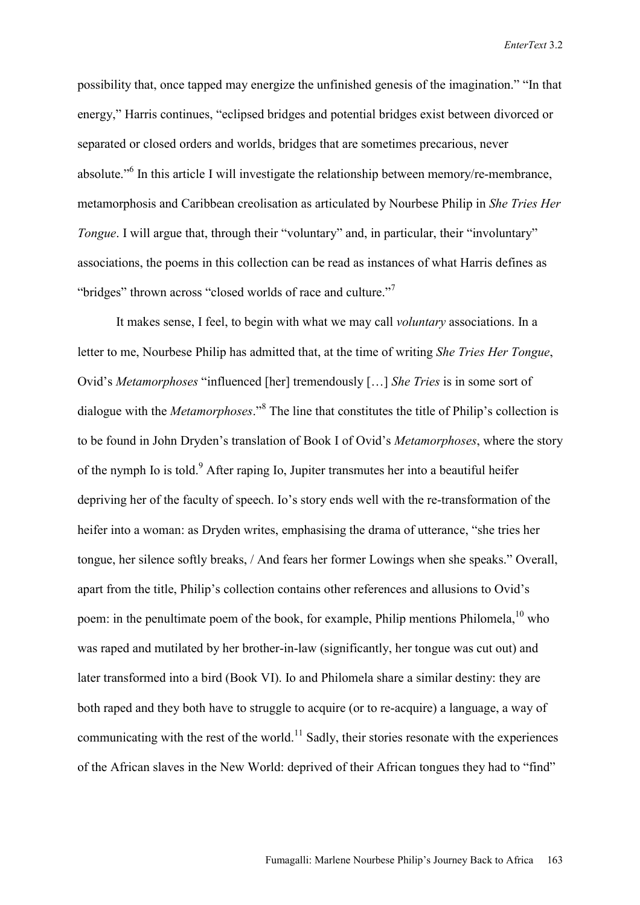possibility that, once tapped may energize the unfinished genesis of the imagination." "In that energy," Harris continues, "eclipsed bridges and potential bridges exist between divorced or separated or closed orders and worlds, bridges that are sometimes precarious, never absolute."[6] In this article I will investigate the relationship between memory/re-membrance, metamorphosis and Caribbean creolisation as articulated by Nourbese Philip in *She Tries Her Tongue*. I will argue that, through their "voluntary" and, in particular, their "involuntary" associations, the poems in this collection can be read as instances of what Harris defines as "bridges" thrown across "closed worlds of race and culture."[7]

It makes sense, I feel, to begin with what we may call *voluntary* associations. In a letter to me, Nourbese Philip has admitted that, at the time of writing *She Tries Her Tongue*, Ovid's *Metamorphoses* "influenced [her] tremendously […] *She Tries* is in some sort of dialogue with the *Metamorphoses*."[8] The line that constitutes the title of Philip's collection is to be found in John Dryden's translation of Book I of Ovid's *Metamorphoses*, where the story of the nymph Io is told.[9] After raping Io, Jupiter transmutes her into a beautiful heifer depriving her of the faculty of speech. Io's story ends well with the re-transformation of the heifer into a woman: as Dryden writes, emphasising the drama of utterance, "she tries her tongue, her silence softly breaks, / And fears her former Lowings when she speaks." Overall, apart from the title, Philip's collection contains other references and allusions to Ovid's poem: in the penultimate poem of the book, for example, Philip mentions Philomela,[10] who was raped and mutilated by her brother-in-law (significantly, her tongue was cut out) and later transformed into a bird (Book VI). Io and Philomela share a similar destiny: they are both raped and they both have to struggle to acquire (or to re-acquire) a language, a way of communicating with the rest of the world.[11] Sadly, their stories resonate with the experiences of the African slaves in the New World: deprived of their African tongues they had to "find"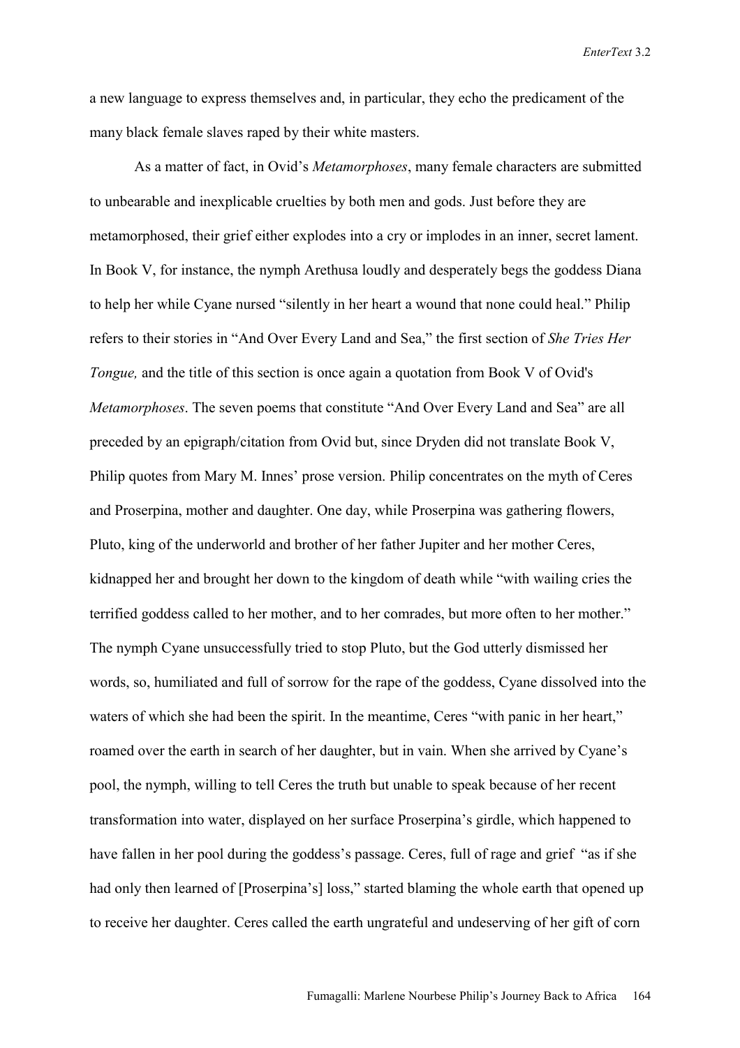a new language to express themselves and, in particular, they echo the predicament of the many black female slaves raped by their white masters.

As a matter of fact, in Ovid's *Metamorphoses*, many female characters are submitted to unbearable and inexplicable cruelties by both men and gods. Just before they are metamorphosed, their grief either explodes into a cry or implodes in an inner, secret lament. In Book V, for instance, the nymph Arethusa loudly and desperately begs the goddess Diana to help her while Cyane nursed "silently in her heart a wound that none could heal." Philip refers to their stories in "And Over Every Land and Sea," the first section of *She Tries Her Tongue,* and the title of this section is once again a quotation from Book V of Ovid's *Metamorphoses*. The seven poems that constitute "And Over Every Land and Sea" are all preceded by an epigraph/citation from Ovid but, since Dryden did not translate Book V, Philip quotes from Mary M. Innes' prose version. Philip concentrates on the myth of Ceres and Proserpina, mother and daughter. One day, while Proserpina was gathering flowers, Pluto, king of the underworld and brother of her father Jupiter and her mother Ceres, kidnapped her and brought her down to the kingdom of death while "with wailing cries the terrified goddess called to her mother, and to her comrades, but more often to her mother." The nymph Cyane unsuccessfully tried to stop Pluto, but the God utterly dismissed her words, so, humiliated and full of sorrow for the rape of the goddess, Cyane dissolved into the waters of which she had been the spirit. In the meantime, Ceres "with panic in her heart," roamed over the earth in search of her daughter, but in vain. When she arrived by Cyane's pool, the nymph, willing to tell Ceres the truth but unable to speak because of her recent transformation into water, displayed on her surface Proserpina's girdle, which happened to have fallen in her pool during the goddess's passage. Ceres, full of rage and grief "as if she had only then learned of [Proserpina's] loss," started blaming the whole earth that opened up to receive her daughter. Ceres called the earth ungrateful and undeserving of her gift of corn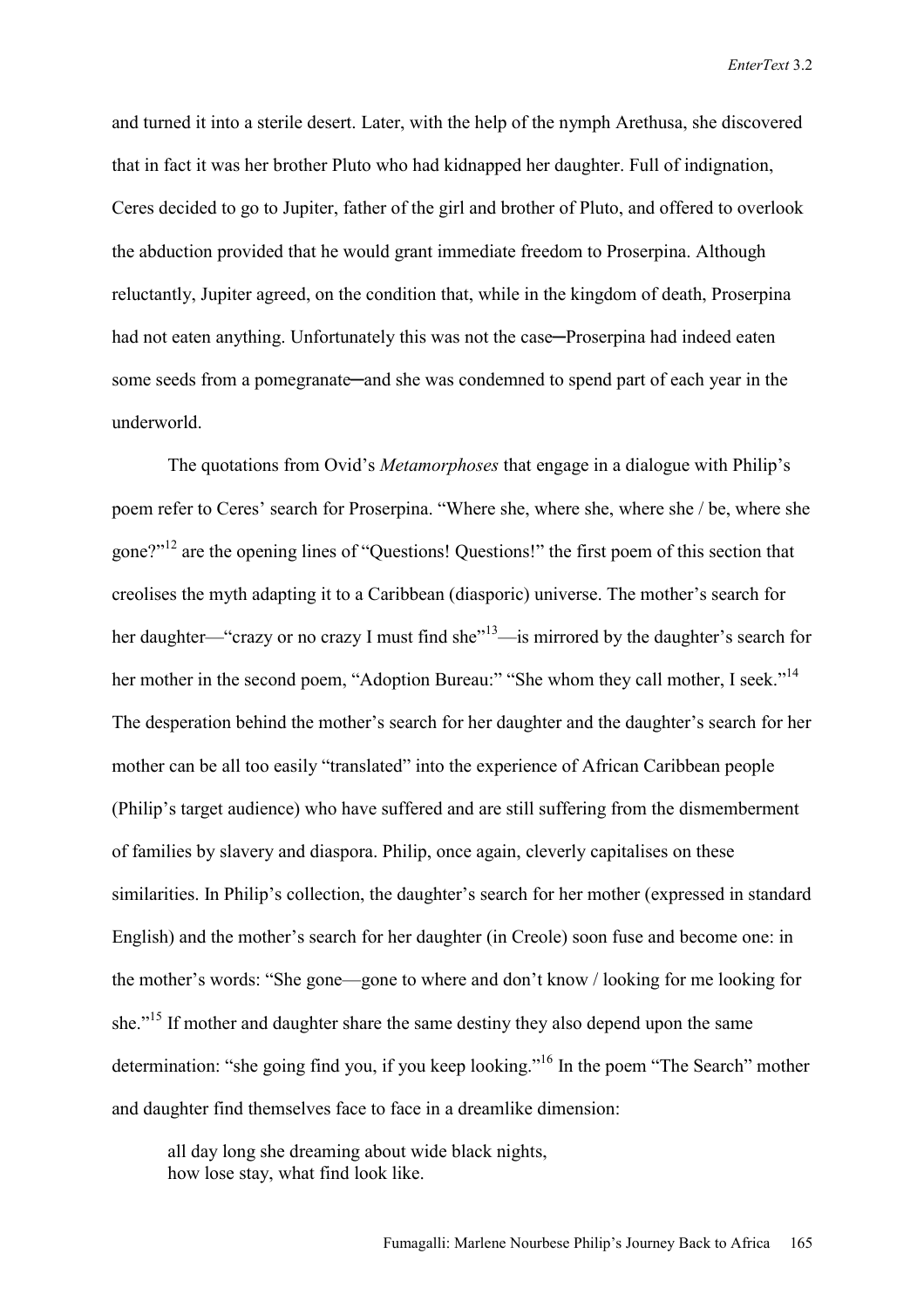and turned it into a sterile desert. Later, with the help of the nymph Arethusa, she discovered that in fact it was her brother Pluto who had kidnapped her daughter. Full of indignation, Ceres decided to go to Jupiter, father of the girl and brother of Pluto, and offered to overlook the abduction provided that he would grant immediate freedom to Proserpina. Although reluctantly, Jupiter agreed, on the condition that, while in the kingdom of death, Proserpina had not eaten anything. Unfortunately this was not the case─Proserpina had indeed eaten some seeds from a pomegranate─and she was condemned to spend part of each year in the underworld.

The quotations from Ovid's *Metamorphoses* that engage in a dialogue with Philip's poem refer to Ceres' search for Proserpina. "Where she, where she, where she / be, where she gone?"[12] are the opening lines of "Questions! Questions!" the first poem of this section that creolises the myth adapting it to a Caribbean (diasporic) universe. The mother's search for her daughter—"crazy or no crazy I must find she"[13]—is mirrored by the daughter's search for her mother in the second poem, "Adoption Bureau:" "She whom they call mother, I seek."[14] The desperation behind the mother's search for her daughter and the daughter's search for her mother can be all too easily "translated" into the experience of African Caribbean people (Philip's target audience) who have suffered and are still suffering from the dismemberment of families by slavery and diaspora. Philip, once again, cleverly capitalises on these similarities. In Philip's collection, the daughter's search for her mother (expressed in standard English) and the mother's search for her daughter (in Creole) soon fuse and become one: in the mother's words: "She gone—gone to where and don't know / looking for me looking for she."[15] If mother and daughter share the same destiny they also depend upon the same determination: "she going find you, if you keep looking."[16] In the poem "The Search" mother and daughter find themselves face to face in a dreamlike dimension:

> all day long she dreaming about wide black nights,
> how lose stay, what find look like.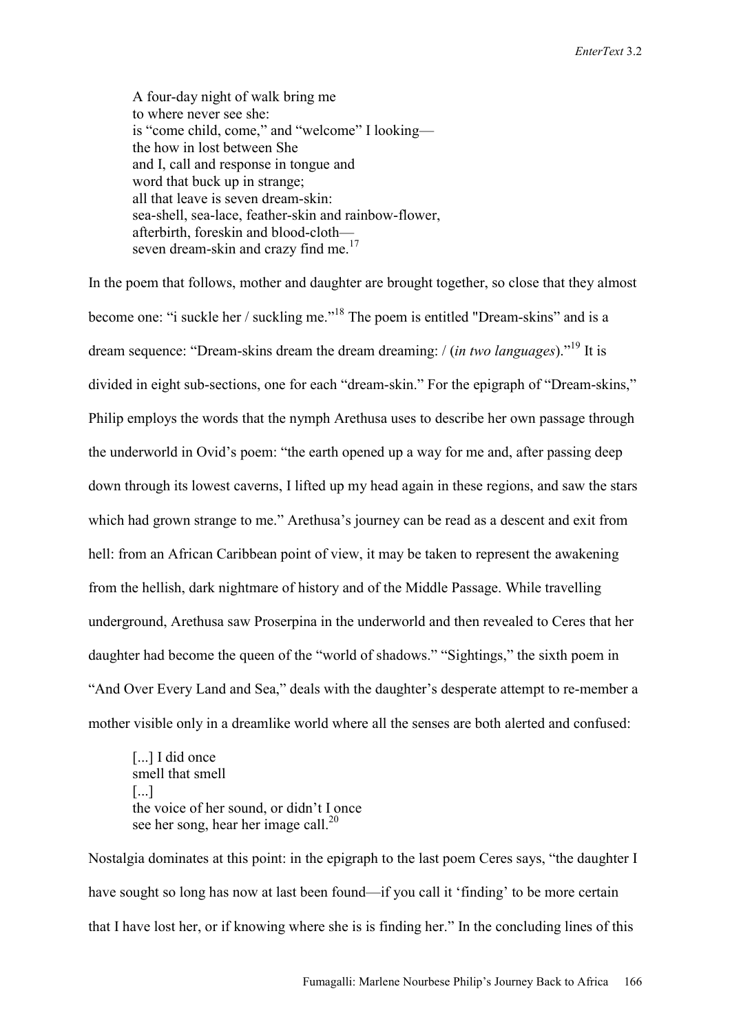> A four-day night of walk bring me
> to where never see she:
> is "come child, come," and "welcome" I looking—
> the how in lost between She
> and I, call and response in tongue and
> word that buck up in strange;
> all that leave is seven dream-skin:
> sea-shell, sea-lace, feather-skin and rainbow-flower,
> afterbirth, foreskin and blood-cloth—
> seven dream-skin and crazy find me.[17]

In the poem that follows, mother and daughter are brought together, so close that they almost become one: "i suckle her / suckling me."[18] The poem is entitled "Dream-skins" and is a dream sequence: "Dream-skins dream the dream dreaming: / (*in two languages*)."[19] It is divided in eight sub-sections, one for each "dream-skin." For the epigraph of "Dream-skins," Philip employs the words that the nymph Arethusa uses to describe her own passage through the underworld in Ovid's poem: "the earth opened up a way for me and, after passing deep down through its lowest caverns, I lifted up my head again in these regions, and saw the stars which had grown strange to me." Arethusa's journey can be read as a descent and exit from hell: from an African Caribbean point of view, it may be taken to represent the awakening from the hellish, dark nightmare of history and of the Middle Passage. While travelling underground, Arethusa saw Proserpina in the underworld and then revealed to Ceres that her daughter had become the queen of the "world of shadows." "Sightings," the sixth poem in "And Over Every Land and Sea," deals with the daughter's desperate attempt to re-member a mother visible only in a dreamlike world where all the senses are both alerted and confused:

> [...] I did once
> smell that smell
> [...]
> the voice of her sound, or didn't I once
> see her song, hear her image call.[20]

Nostalgia dominates at this point: in the epigraph to the last poem Ceres says, "the daughter I have sought so long has now at last been found—if you call it 'finding' to be more certain that I have lost her, or if knowing where she is is finding her." In the concluding lines of this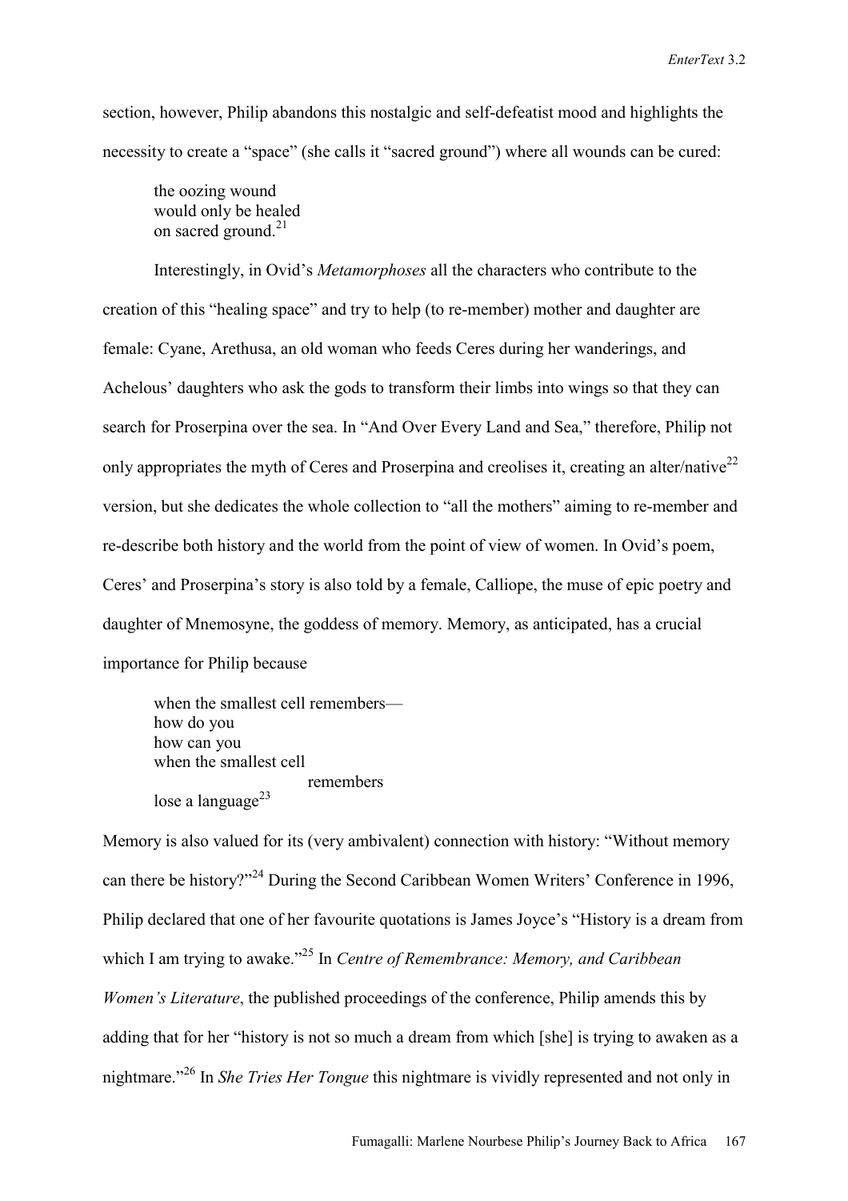section, however, Philip abandons this nostalgic and self-defeatist mood and highlights the necessity to create a "space" (she calls it "sacred ground") where all wounds can be cured:

> the oozing wound  
> would only be healed  
> on sacred ground.[21]

Interestingly, in Ovid's *Metamorphoses* all the characters who contribute to the creation of this "healing space" and try to help (to re-member) mother and daughter are female: Cyane, Arethusa, an old woman who feeds Ceres during her wanderings, and Achelous' daughters who ask the gods to transform their limbs into wings so that they can search for Proserpina over the sea. In "And Over Every Land and Sea," therefore, Philip not only appropriates the myth of Ceres and Proserpina and creolises it, creating an alter/native[22] version, but she dedicates the whole collection to "all the mothers" aiming to re-member and re-describe both history and the world from the point of view of women. In Ovid's poem, Ceres' and Proserpina's story is also told by a female, Calliope, the muse of epic poetry and daughter of Mnemosyne, the goddess of memory. Memory, as anticipated, has a crucial importance for Philip because

> when the smallest cell remembers—  
> how do you  
> how can you  
> when the smallest cell  
> remembers  
> lose a language[23]

Memory is also valued for its (very ambivalent) connection with history: "Without memory can there be history?"[24] During the Second Caribbean Women Writers' Conference in 1996, Philip declared that one of her favourite quotations is James Joyce's "History is a dream from which I am trying to awake."[25] In *Centre of Remembrance: Memory, and Caribbean Women's Literature*, the published proceedings of the conference, Philip amends this by adding that for her "history is not so much a dream from which [she] is trying to awaken as a nightmare."[26] In *She Tries Her Tongue* this nightmare is vividly represented and not only in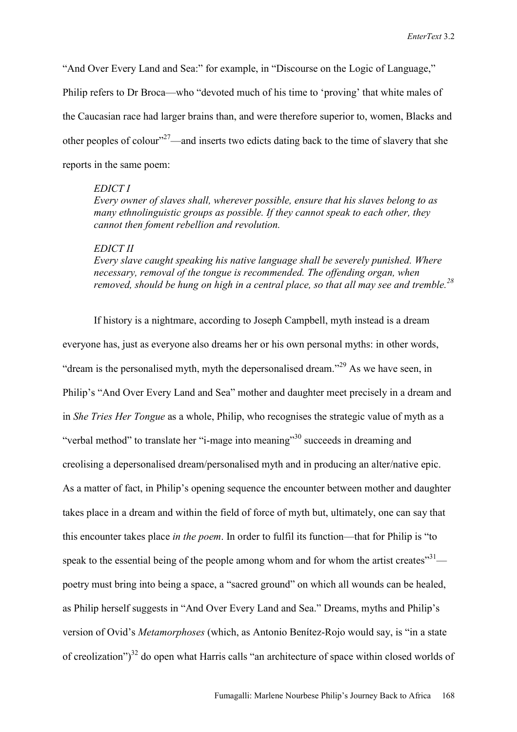"And Over Every Land and Sea:" for example, in "Discourse on the Logic of Language," Philip refers to Dr Broca—who "devoted much of his time to 'proving' that white males of the Caucasian race had larger brains than, and were therefore superior to, women, Blacks and other peoples of colour"[27]—and inserts two edicts dating back to the time of slavery that she reports in the same poem:

> *EDICT I*
> *Every owner of slaves shall, wherever possible, ensure that his slaves belong to as many ethnolinguistic groups as possible. If they cannot speak to each other, they cannot then foment rebellion and revolution.*
>
> *EDICT II*
> *Every slave caught speaking his native language shall be severely punished. Where necessary, removal of the tongue is recommended. The offending organ, when removed, should be hung on high in a central place, so that all may see and tremble.*[28]

If history is a nightmare, according to Joseph Campbell, myth instead is a dream everyone has, just as everyone also dreams her or his own personal myths: in other words, "dream is the personalised myth, myth the depersonalised dream."[29] As we have seen, in Philip's "And Over Every Land and Sea" mother and daughter meet precisely in a dream and in *She Tries Her Tongue* as a whole, Philip, who recognises the strategic value of myth as a "verbal method" to translate her "i-mage into meaning"[30] succeeds in dreaming and creolising a depersonalised dream/personalised myth and in producing an alter/native epic. As a matter of fact, in Philip's opening sequence the encounter between mother and daughter takes place in a dream and within the field of force of myth but, ultimately, one can say that this encounter takes place *in the poem*. In order to fulfil its function—that for Philip is "to speak to the essential being of the people among whom and for whom the artist creates"[31]—poetry must bring into being a space, a "sacred ground" on which all wounds can be healed, as Philip herself suggests in "And Over Every Land and Sea." Dreams, myths and Philip's version of Ovid's *Metamorphoses* (which, as Antonio Benítez-Rojo would say, is "in a state of creolization")[32] do open what Harris calls "an architecture of space within closed worlds of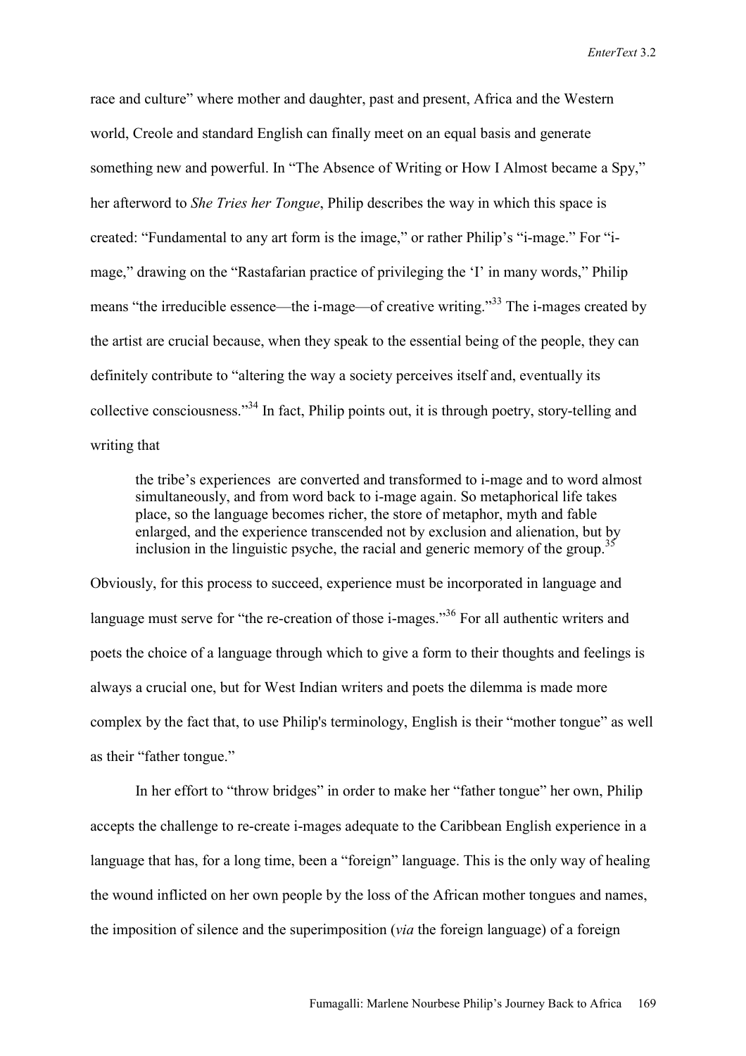race and culture" where mother and daughter, past and present, Africa and the Western world, Creole and standard English can finally meet on an equal basis and generate something new and powerful. In "The Absence of Writing or How I Almost became a Spy," her afterword to *She Tries her Tongue*, Philip describes the way in which this space is created: "Fundamental to any art form is the image," or rather Philip's "i-mage." For "i-mage," drawing on the "Rastafarian practice of privileging the 'I' in many words," Philip means "the irreducible essence—the i-mage—of creative writing."[33] The i-mages created by the artist are crucial because, when they speak to the essential being of the people, they can definitely contribute to "altering the way a society perceives itself and, eventually its collective consciousness."[34] In fact, Philip points out, it is through poetry, story-telling and writing that

> the tribe's experiences are converted and transformed to i-mage and to word almost simultaneously, and from word back to i-mage again. So metaphorical life takes place, so the language becomes richer, the store of metaphor, myth and fable enlarged, and the experience transcended not by exclusion and alienation, but by inclusion in the linguistic psyche, the racial and generic memory of the group.[35]

Obviously, for this process to succeed, experience must be incorporated in language and language must serve for "the re-creation of those i-mages."[36] For all authentic writers and poets the choice of a language through which to give a form to their thoughts and feelings is always a crucial one, but for West Indian writers and poets the dilemma is made more complex by the fact that, to use Philip's terminology, English is their "mother tongue" as well as their "father tongue."

In her effort to "throw bridges" in order to make her "father tongue" her own, Philip accepts the challenge to re-create i-mages adequate to the Caribbean English experience in a language that has, for a long time, been a "foreign" language. This is the only way of healing the wound inflicted on her own people by the loss of the African mother tongues and names, the imposition of silence and the superimposition (*via* the foreign language) of a foreign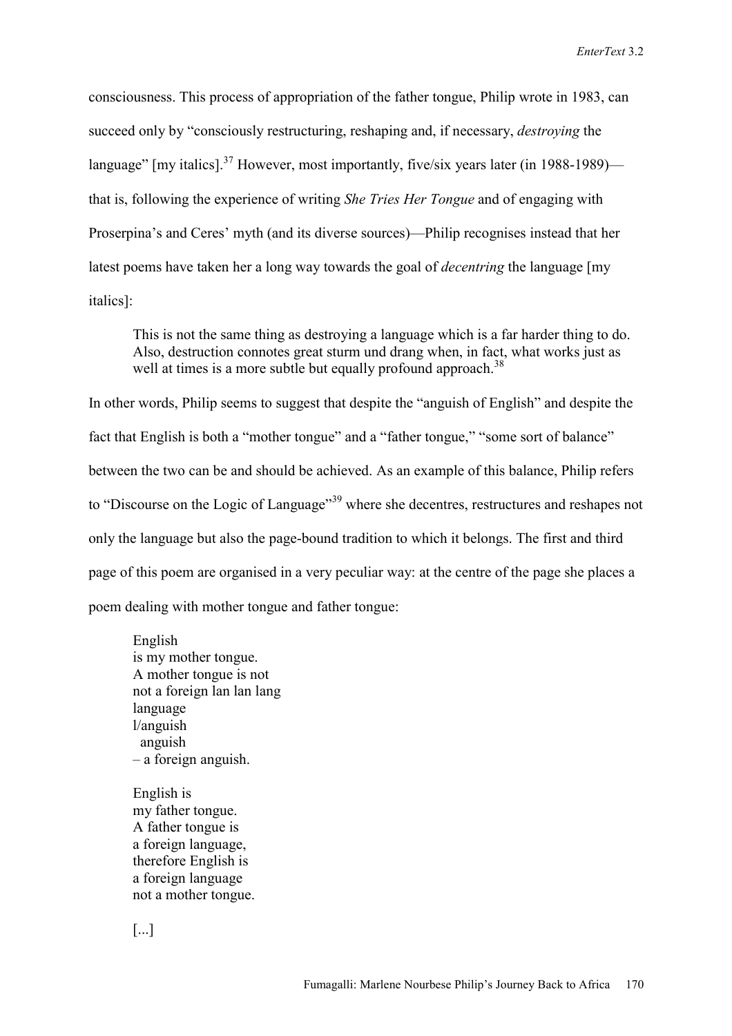consciousness. This process of appropriation of the father tongue, Philip wrote in 1983, can succeed only by "consciously restructuring, reshaping and, if necessary, *destroying* the language" [my italics].[37] However, most importantly, five/six years later (in 1988-1989)—that is, following the experience of writing *She Tries Her Tongue* and of engaging with Proserpina's and Ceres' myth (and its diverse sources)—Philip recognises instead that her latest poems have taken her a long way towards the goal of *decentring* the language [my italics]:

> This is not the same thing as destroying a language which is a far harder thing to do. Also, destruction connotes great sturm und drang when, in fact, what works just as well at times is a more subtle but equally profound approach.[38]

In other words, Philip seems to suggest that despite the "anguish of English" and despite the fact that English is both a "mother tongue" and a "father tongue," "some sort of balance" between the two can be and should be achieved. As an example of this balance, Philip refers to "Discourse on the Logic of Language"[39] where she decentres, restructures and reshapes not only the language but also the page-bound tradition to which it belongs. The first and third page of this poem are organised in a very peculiar way: at the centre of the page she places a poem dealing with mother tongue and father tongue:

> English  
> is my mother tongue.  
> A mother tongue is not  
> not a foreign lan lan lang  
> language  
> l/anguish  
>   anguish  
> – a foreign anguish.
>
> English is  
> my father tongue.  
> A father tongue is  
> a foreign language,  
> therefore English is  
> a foreign language  
> not a mother tongue.
>
> [...]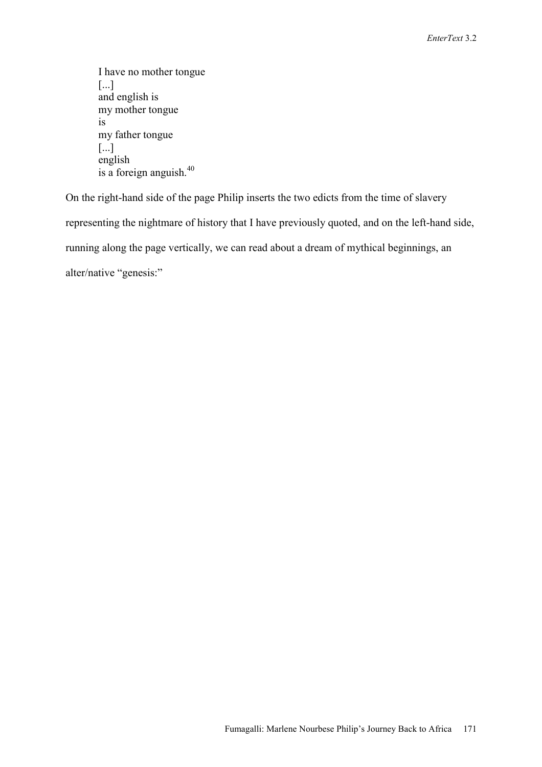> I have no mother tongue  
> [...]  
> and english is  
> my mother tongue  
> is  
> my father tongue  
> [...]  
> english  
> is a foreign anguish.[40]

On the right-hand side of the page Philip inserts the two edicts from the time of slavery representing the nightmare of history that I have previously quoted, and on the left-hand side, running along the page vertically, we can read about a dream of mythical beginnings, an alter/native "genesis:"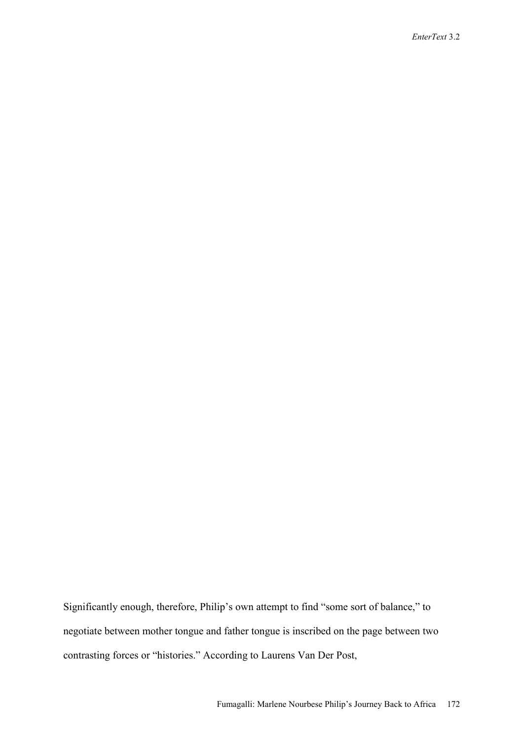Significantly enough, therefore, Philip's own attempt to find "some sort of balance," to negotiate between mother tongue and father tongue is inscribed on the page between two contrasting forces or "histories." According to Laurens Van Der Post,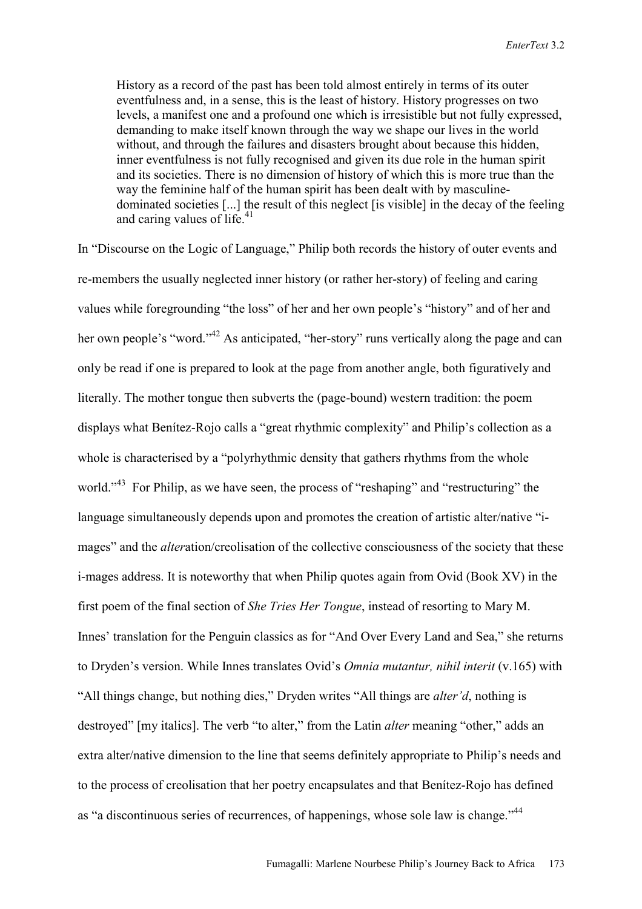> History as a record of the past has been told almost entirely in terms of its outer eventfulness and, in a sense, this is the least of history. History progresses on two levels, a manifest one and a profound one which is irresistible but not fully expressed, demanding to make itself known through the way we shape our lives in the world without, and through the failures and disasters brought about because this hidden, inner eventfulness is not fully recognised and given its due role in the human spirit and its societies. There is no dimension of history of which this is more true than the way the feminine half of the human spirit has been dealt with by masculine-dominated societies [...] the result of this neglect [is visible] in the decay of the feeling and caring values of life.[41]

In "Discourse on the Logic of Language," Philip both records the history of outer events and re-members the usually neglected inner history (or rather her-story) of feeling and caring values while foregrounding "the loss" of her and her own people's "history" and of her and her own people's "word."[42] As anticipated, "her-story" runs vertically along the page and can only be read if one is prepared to look at the page from another angle, both figuratively and literally. The mother tongue then subverts the (page-bound) western tradition: the poem displays what Benítez-Rojo calls a "great rhythmic complexity" and Philip's collection as a whole is characterised by a "polyrhythmic density that gathers rhythms from the whole world."[43] For Philip, as we have seen, the process of "reshaping" and "restructuring" the language simultaneously depends upon and promotes the creation of artistic alter/native "i-mages" and the *alter*ation/creolisation of the collective consciousness of the society that these i-mages address. It is noteworthy that when Philip quotes again from Ovid (Book XV) in the first poem of the final section of *She Tries Her Tongue*, instead of resorting to Mary M. Innes' translation for the Penguin classics as for "And Over Every Land and Sea," she returns to Dryden's version. While Innes translates Ovid's *Omnia mutantur, nihil interit* (v.165) with "All things change, but nothing dies," Dryden writes "All things are *alter'd*, nothing is destroyed" [my italics]. The verb "to alter," from the Latin *alter* meaning "other," adds an extra alter/native dimension to the line that seems definitely appropriate to Philip's needs and to the process of creolisation that her poetry encapsulates and that Benítez-Rojo has defined as "a discontinuous series of recurrences, of happenings, whose sole law is change."[44]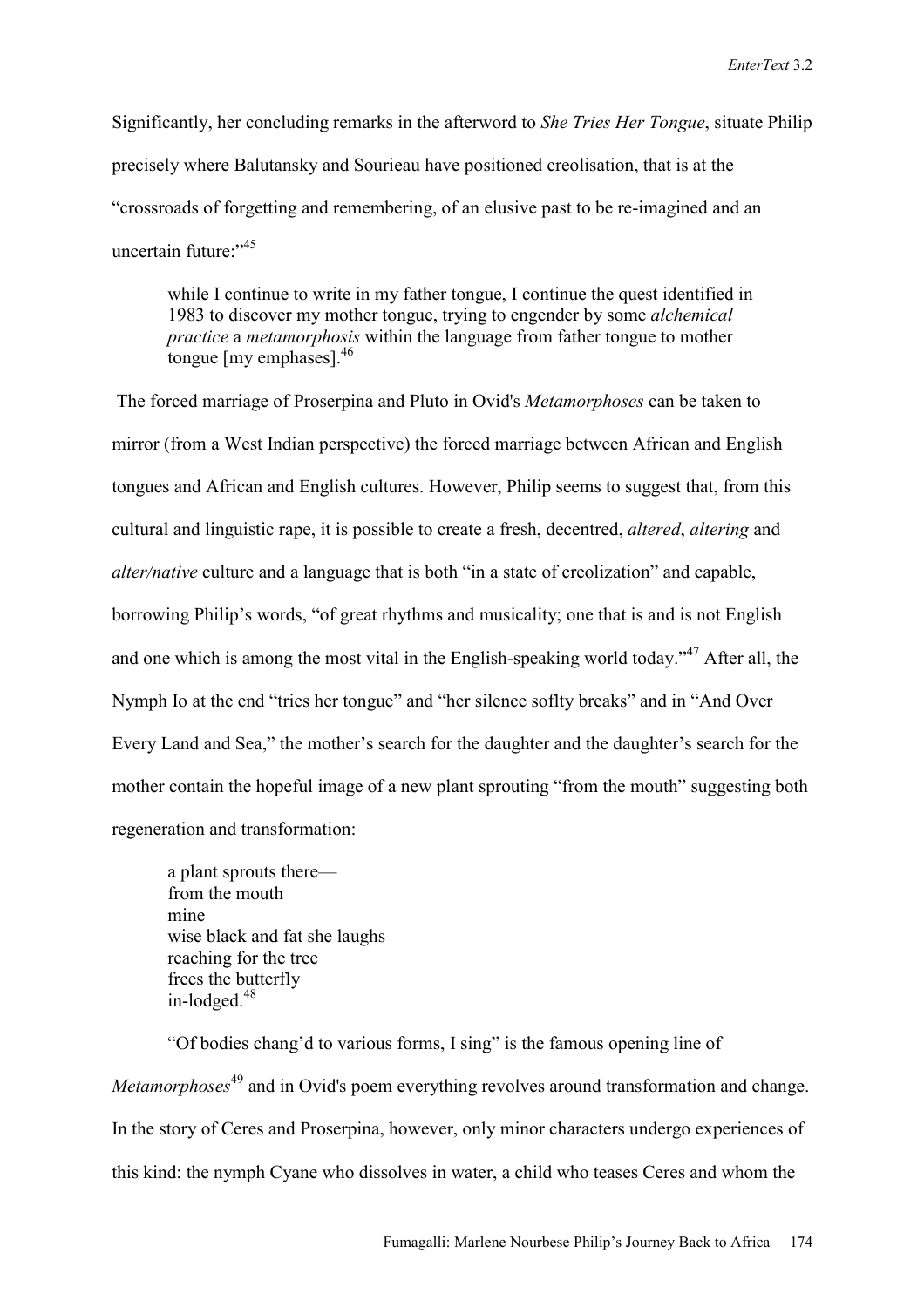Significantly, her concluding remarks in the afterword to *She Tries Her Tongue*, situate Philip precisely where Balutansky and Sourieau have positioned creolisation, that is at the "crossroads of forgetting and remembering, of an elusive past to be re-imagined and an uncertain future:"[45]

> while I continue to write in my father tongue, I continue the quest identified in 1983 to discover my mother tongue, trying to engender by some *alchemical practice* a *metamorphosis* within the language from father tongue to mother tongue [my emphases].[46]

The forced marriage of Proserpina and Pluto in Ovid's *Metamorphoses* can be taken to mirror (from a West Indian perspective) the forced marriage between African and English tongues and African and English cultures. However, Philip seems to suggest that, from this cultural and linguistic rape, it is possible to create a fresh, decentred, *altered*, *altering* and *alter/native* culture and a language that is both "in a state of creolization" and capable, borrowing Philip's words, "of great rhythms and musicality; one that is and is not English and one which is among the most vital in the English-speaking world today."[47] After all, the Nymph Io at the end "tries her tongue" and "her silence soflty breaks" and in "And Over Every Land and Sea," the mother's search for the daughter and the daughter's search for the mother contain the hopeful image of a new plant sprouting "from the mouth" suggesting both regeneration and transformation:

> a plant sprouts there—
> from the mouth
> mine
> wise black and fat she laughs
> reaching for the tree
> frees the butterfly
> in-lodged.[48]

"Of bodies chang'd to various forms, I sing" is the famous opening line of *Metamorphoses*[49] and in Ovid's poem everything revolves around transformation and change. In the story of Ceres and Proserpina, however, only minor characters undergo experiences of this kind: the nymph Cyane who dissolves in water, a child who teases Ceres and whom the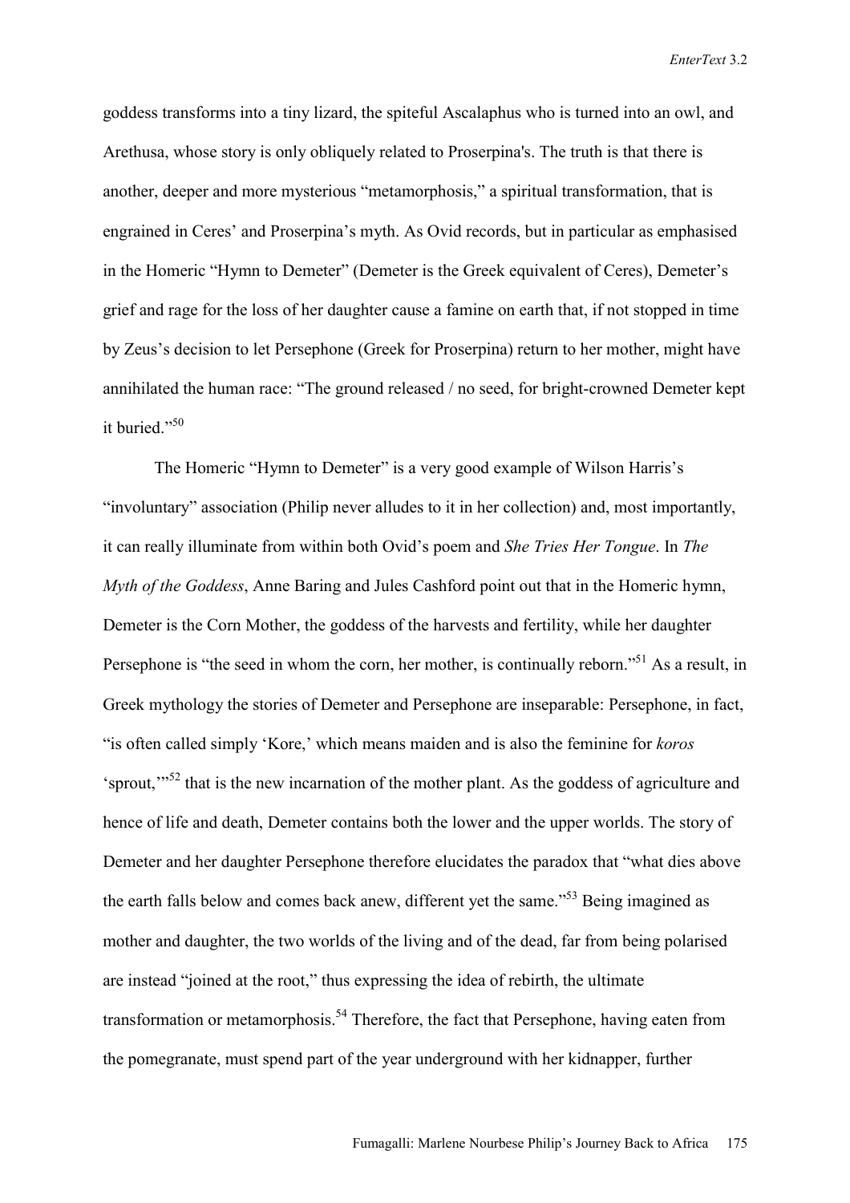goddess transforms into a tiny lizard, the spiteful Ascalaphus who is turned into an owl, and Arethusa, whose story is only obliquely related to Proserpina's. The truth is that there is another, deeper and more mysterious "metamorphosis," a spiritual transformation, that is engrained in Ceres' and Proserpina's myth. As Ovid records, but in particular as emphasised in the Homeric "Hymn to Demeter" (Demeter is the Greek equivalent of Ceres), Demeter's grief and rage for the loss of her daughter cause a famine on earth that, if not stopped in time by Zeus's decision to let Persephone (Greek for Proserpina) return to her mother, might have annihilated the human race: "The ground released / no seed, for bright-crowned Demeter kept it buried."[50]

The Homeric "Hymn to Demeter" is a very good example of Wilson Harris's "involuntary" association (Philip never alludes to it in her collection) and, most importantly, it can really illuminate from within both Ovid's poem and *She Tries Her Tongue*. In *The Myth of the Goddess*, Anne Baring and Jules Cashford point out that in the Homeric hymn, Demeter is the Corn Mother, the goddess of the harvests and fertility, while her daughter Persephone is "the seed in whom the corn, her mother, is continually reborn."[51] As a result, in Greek mythology the stories of Demeter and Persephone are inseparable: Persephone, in fact, "is often called simply 'Kore,' which means maiden and is also the feminine for *koros* 'sprout,'"[52] that is the new incarnation of the mother plant. As the goddess of agriculture and hence of life and death, Demeter contains both the lower and the upper worlds. The story of Demeter and her daughter Persephone therefore elucidates the paradox that "what dies above the earth falls below and comes back anew, different yet the same."[53] Being imagined as mother and daughter, the two worlds of the living and of the dead, far from being polarised are instead "joined at the root," thus expressing the idea of rebirth, the ultimate transformation or metamorphosis.[54] Therefore, the fact that Persephone, having eaten from the pomegranate, must spend part of the year underground with her kidnapper, further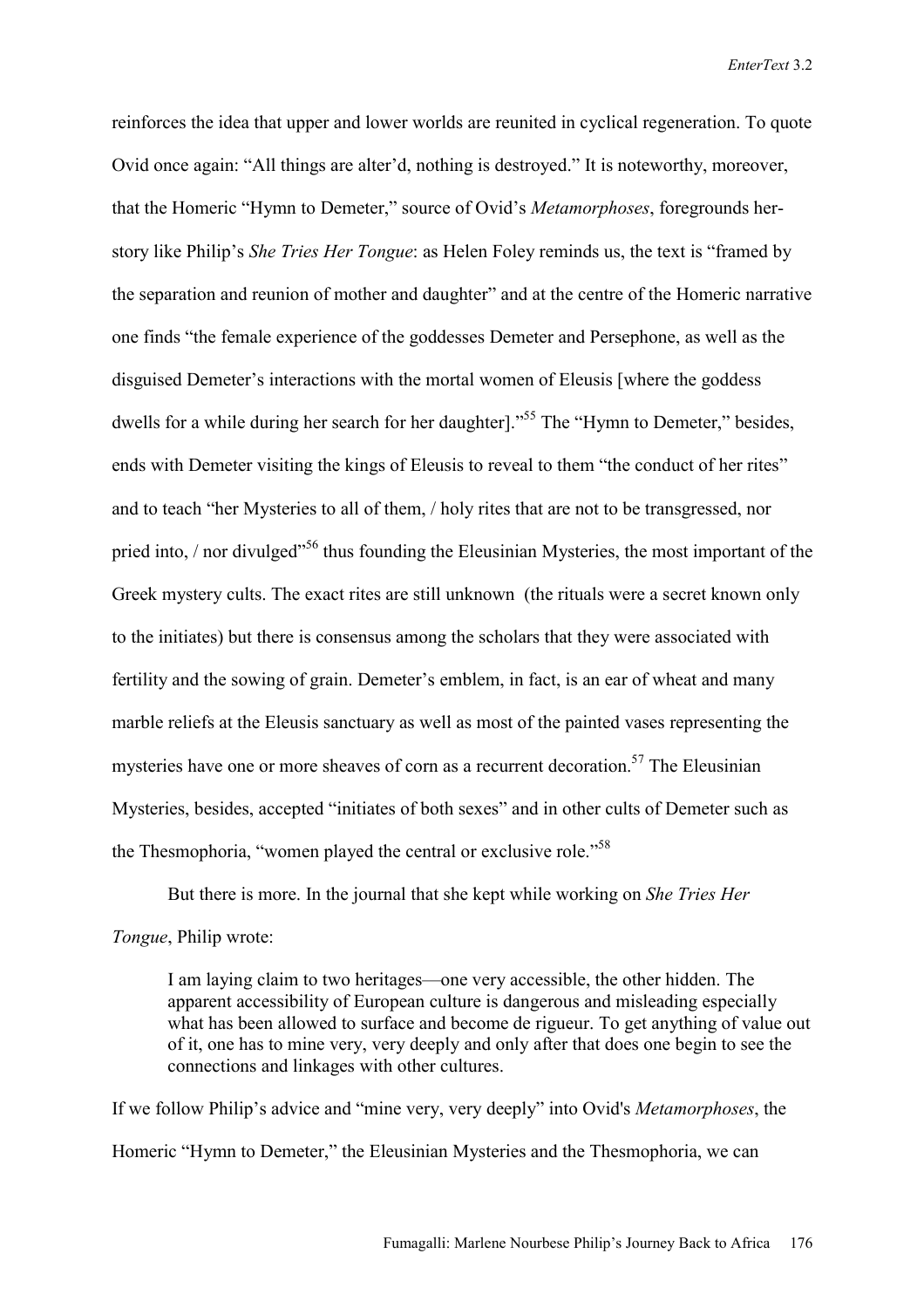reinforces the idea that upper and lower worlds are reunited in cyclical regeneration. To quote Ovid once again: "All things are alter'd, nothing is destroyed." It is noteworthy, moreover, that the Homeric "Hymn to Demeter," source of Ovid's *Metamorphoses*, foregrounds her-story like Philip's *She Tries Her Tongue*: as Helen Foley reminds us, the text is "framed by the separation and reunion of mother and daughter" and at the centre of the Homeric narrative one finds "the female experience of the goddesses Demeter and Persephone, as well as the disguised Demeter's interactions with the mortal women of Eleusis [where the goddess dwells for a while during her search for her daughter]."[55] The "Hymn to Demeter," besides, ends with Demeter visiting the kings of Eleusis to reveal to them "the conduct of her rites" and to teach "her Mysteries to all of them, / holy rites that are not to be transgressed, nor pried into, / nor divulged"[56] thus founding the Eleusinian Mysteries, the most important of the Greek mystery cults. The exact rites are still unknown (the rituals were a secret known only to the initiates) but there is consensus among the scholars that they were associated with fertility and the sowing of grain. Demeter's emblem, in fact, is an ear of wheat and many marble reliefs at the Eleusis sanctuary as well as most of the painted vases representing the mysteries have one or more sheaves of corn as a recurrent decoration.[57] The Eleusinian Mysteries, besides, accepted "initiates of both sexes" and in other cults of Demeter such as the Thesmophoria, "women played the central or exclusive role."[58]

But there is more. In the journal that she kept while working on *She Tries Her Tongue*, Philip wrote:

> I am laying claim to two heritages—one very accessible, the other hidden. The apparent accessibility of European culture is dangerous and misleading especially what has been allowed to surface and become de rigueur. To get anything of value out of it, one has to mine very, very deeply and only after that does one begin to see the connections and linkages with other cultures.

If we follow Philip's advice and "mine very, very deeply" into Ovid's *Metamorphoses*, the Homeric "Hymn to Demeter," the Eleusinian Mysteries and the Thesmophoria, we can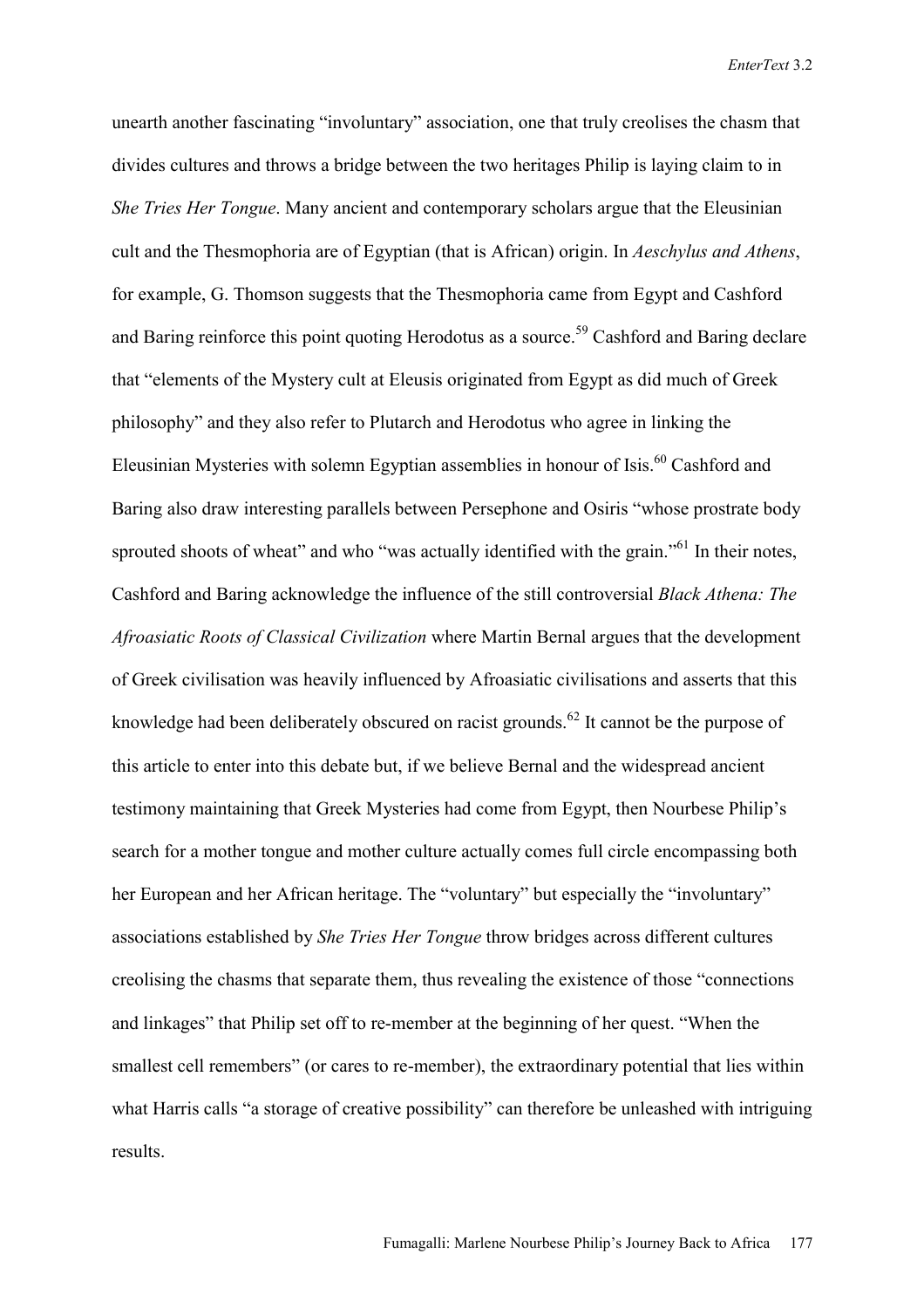unearth another fascinating "involuntary" association, one that truly creolises the chasm that divides cultures and throws a bridge between the two heritages Philip is laying claim to in *She Tries Her Tongue*. Many ancient and contemporary scholars argue that the Eleusinian cult and the Thesmophoria are of Egyptian (that is African) origin. In *Aeschylus and Athens*, for example, G. Thomson suggests that the Thesmophoria came from Egypt and Cashford and Baring reinforce this point quoting Herodotus as a source.[59] Cashford and Baring declare that "elements of the Mystery cult at Eleusis originated from Egypt as did much of Greek philosophy" and they also refer to Plutarch and Herodotus who agree in linking the Eleusinian Mysteries with solemn Egyptian assemblies in honour of Isis.[60] Cashford and Baring also draw interesting parallels between Persephone and Osiris "whose prostrate body sprouted shoots of wheat" and who "was actually identified with the grain."[61] In their notes, Cashford and Baring acknowledge the influence of the still controversial *Black Athena: The Afroasiatic Roots of Classical Civilization* where Martin Bernal argues that the development of Greek civilisation was heavily influenced by Afroasiatic civilisations and asserts that this knowledge had been deliberately obscured on racist grounds.[62] It cannot be the purpose of this article to enter into this debate but, if we believe Bernal and the widespread ancient testimony maintaining that Greek Mysteries had come from Egypt, then Nourbese Philip's search for a mother tongue and mother culture actually comes full circle encompassing both her European and her African heritage. The "voluntary" but especially the "involuntary" associations established by *She Tries Her Tongue* throw bridges across different cultures creolising the chasms that separate them, thus revealing the existence of those "connections and linkages" that Philip set off to re-member at the beginning of her quest. "When the smallest cell remembers" (or cares to re-member), the extraordinary potential that lies within what Harris calls "a storage of creative possibility" can therefore be unleashed with intriguing results.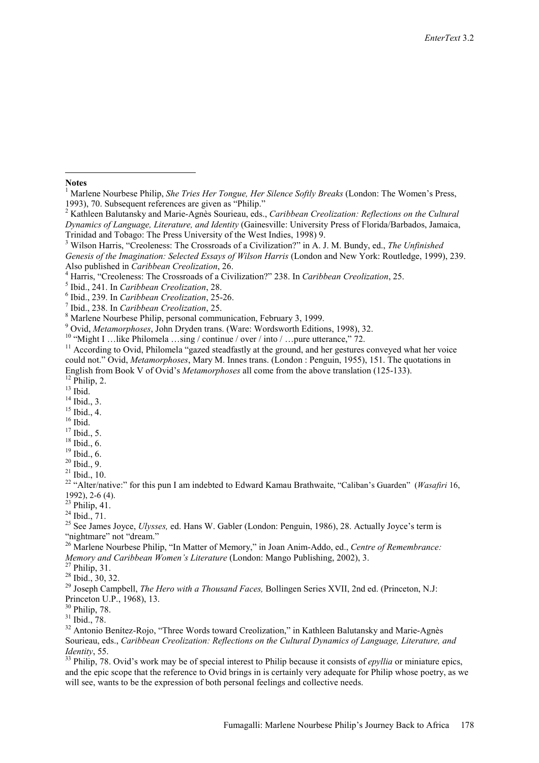**Notes**

[1] Marlene Nourbese Philip, *She Tries Her Tongue, Her Silence Softly Breaks* (London: The Women's Press, 1993), 70. Subsequent references are given as "Philip."

[2] Kathleen Balutansky and Marie-Agnès Sourieau, eds., *Caribbean Creolization: Reflections on the Cultural Dynamics of Language, Literature, and Identity* (Gainesville: University Press of Florida/Barbados, Jamaica, Trinidad and Tobago: The Press University of the West Indies, 1998) 9.

[3] Wilson Harris, "Creoleness: The Crossroads of a Civilization?" in A. J. M. Bundy, ed., *The Unfinished Genesis of the Imagination: Selected Essays of Wilson Harris* (London and New York: Routledge, 1999), 239. Also published in *Caribbean Creolization*, 26.

[4] Harris, "Creoleness: The Crossroads of a Civilization?" 238. In *Caribbean Creolization*, 25.

[5] Ibid., 241. In *Caribbean Creolization*, 28.

[6] Ibid., 239. In *Caribbean Creolization*, 25-26.

[7] Ibid., 238. In *Caribbean Creolization*, 25.

[8] Marlene Nourbese Philip, personal communication, February 3, 1999.

[9] Ovid, *Metamorphoses*, John Dryden trans. (Ware: Wordsworth Editions, 1998), 32.

[10] "Might I …like Philomela …sing / continue / over / into / …pure utterance," 72.

[11] According to Ovid, Philomela "gazed steadfastly at the ground, and her gestures conveyed what her voice could not." Ovid, *Metamorphoses*, Mary M. Innes trans. (London : Penguin, 1955), 151. The quotations in English from Book V of Ovid's *Metamorphoses* all come from the above translation (125-133).

[12] Philip, 2.

[13] Ibid.

[14] Ibid., 3.

[15] Ibid., 4.

[16] Ibid.

[17] Ibid., 5.

[18] Ibid., 6.

[19] Ibid., 6.

[20] Ibid., 9.

[21] Ibid., 10.

[22] "Alter/native:" for this pun I am indebted to Edward Kamau Brathwaite, "Caliban's Guarden" (*Wasafiri* 16, 1992), 2-6 (4).

[23] Philip, 41.

[24] Ibid., 71.

[25] See James Joyce, *Ulysses,* ed. Hans W. Gabler (London: Penguin, 1986), 28. Actually Joyce's term is "nightmare" not "dream."

[26] Marlene Nourbese Philip, "In Matter of Memory," in Joan Anim-Addo, ed., *Centre of Remembrance: Memory and Caribbean Women's Literature* (London: Mango Publishing, 2002), 3.

[27] Philip, 31.

[28] Ibid., 30, 32.

[29] Joseph Campbell, *The Hero with a Thousand Faces,* Bollingen Series XVII, 2nd ed. (Princeton, N.J: Princeton U.P., 1968), 13.

[30] Philip, 78.

[31] Ibid., 78.

[32] Antonio Benítez-Rojo, "Three Words toward Creolization," in Kathleen Balutansky and Marie-Agnès Sourieau, eds., *Caribbean Creolization: Reflections on the Cultural Dynamics of Language, Literature, and Identity*, 55.

[33] Philip, 78. Ovid's work may be of special interest to Philip because it consists of *epyllia* or miniature epics, and the epic scope that the reference to Ovid brings in is certainly very adequate for Philip whose poetry, as we will see, wants to be the expression of both personal feelings and collective needs.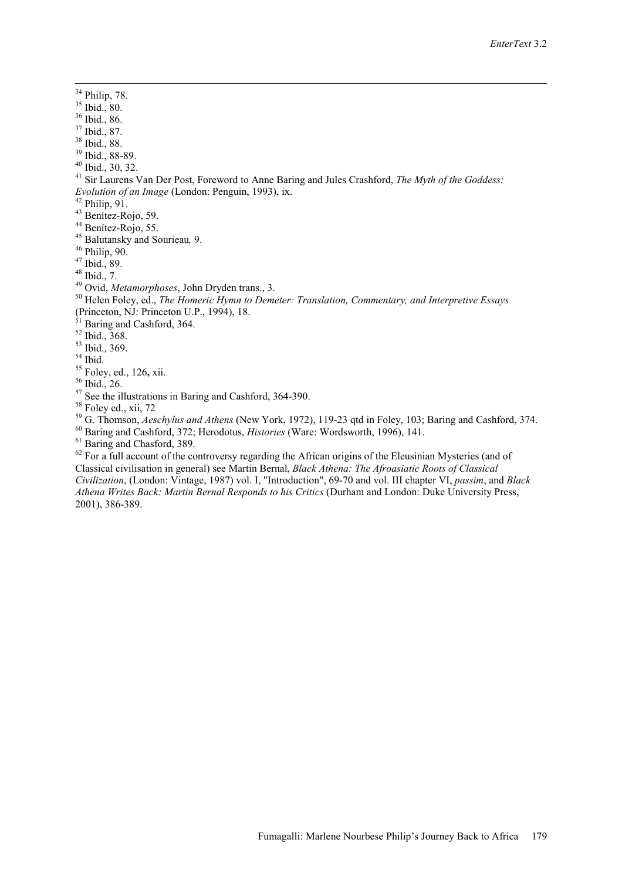[34] Philip, 78.

[35] Ibid., 80.

[36] Ibid., 86.

[37] Ibid., 87.

[38] Ibid., 88.

[39] Ibid., 88-89.

[40] Ibid., 30, 32.

[41] Sir Laurens Van Der Post, Foreword to Anne Baring and Jules Crashford, *The Myth of the Goddess: Evolution of an Image* (London: Penguin, 1993), ix.

[42] Philip, 91.

[43] Benítez-Rojo, 59.

[44] Benítez-Rojo, 55.

[45] Balutansky and Sourieau*,* 9.

[46] Philip, 90.

[47] Ibid., 89.

[48] Ibid., 7.

[49] Ovid, *Metamorphoses*, John Dryden trans., 3.

[50] Helen Foley, ed., *The Homeric Hymn to Demeter: Translation, Commentary, and Interpretive Essays* (Princeton, NJ: Princeton U.P., 1994), 18.

[51] Baring and Cashford, 364.

[52] Ibid., 368.

[53] Ibid., 369.

[54] Ibid.

[55] Foley, ed., 126**,** xii.

[56] Ibid., 26.

[57] See the illustrations in Baring and Cashford, 364-390.

[58] Foley ed., xii, 72

[59] G. Thomson, *Aeschylus and Athens* (New York, 1972), 119-23 qtd in Foley, 103; Baring and Cashford, 374.

[60] Baring and Cashford, 372; Herodotus, *Histories* (Ware: Wordsworth, 1996), 141.

[61] Baring and Chasford, 389.

[62] For a full account of the controversy regarding the African origins of the Eleusinian Mysteries (and of Classical civilisation in general) see Martin Bernal, *Black Athena: The Afroasiatic Roots of Classical Civilization*, (London: Vintage, 1987) vol. I, "Introduction", 69-70 and vol. III chapter VI, *passim*, and *Black Athena Writes Back: Martin Bernal Responds to his Critics* (Durham and London: Duke University Press, 2001), 386-389.